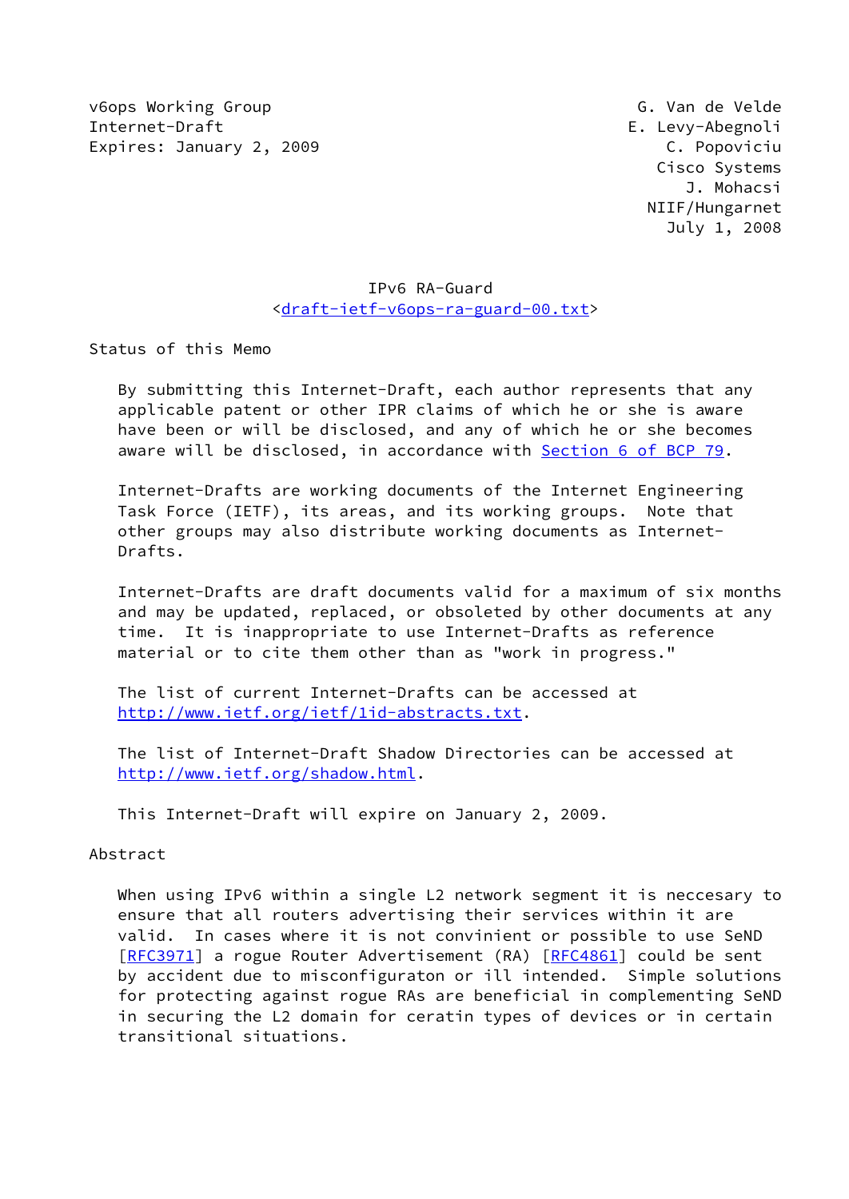v6ops Working Group G. Van de Velde
Internet-Draft E. Levy-Abegnoli
Expires: January 2, 2009 C. Popoviciu
Cisco Systems
J. Mohacsi
NIIF/Hungarnet
July 1, 2008

# IPv6 RA-Guard

<draft-ietf-v6ops-ra-guard-00.txt>

## Status of this Memo

By submitting this Internet-Draft, each author represents that any applicable patent or other IPR claims of which he or she is aware have been or will be disclosed, and any of which he or she becomes aware will be disclosed, in accordance with Section 6 of BCP 79.

Internet-Drafts are working documents of the Internet Engineering Task Force (IETF), its areas, and its working groups. Note that other groups may also distribute working documents as Internet-Drafts.

Internet-Drafts are draft documents valid for a maximum of six months and may be updated, replaced, or obsoleted by other documents at any time. It is inappropriate to use Internet-Drafts as reference material or to cite them other than as "work in progress."

The list of current Internet-Drafts can be accessed at http://www.ietf.org/ietf/1id-abstracts.txt.

The list of Internet-Draft Shadow Directories can be accessed at http://www.ietf.org/shadow.html.

This Internet-Draft will expire on January 2, 2009.

## Abstract

When using IPv6 within a single L2 network segment it is neccesary to ensure that all routers advertising their services within it are valid. In cases where it is not convinient or possible to use SeND [RFC3971] a rogue Router Advertisement (RA) [RFC4861] could be sent by accident due to misconfiguraton or ill intended. Simple solutions for protecting against rogue RAs are beneficial in complementing SeND in securing the L2 domain for ceratin types of devices or in certain transitional situations.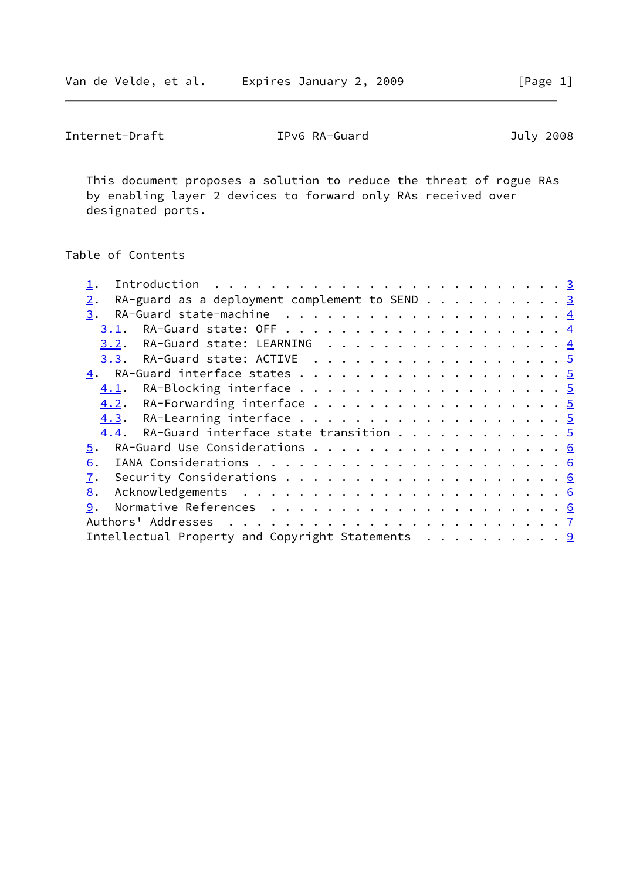This document proposes a solution to reduce the threat of rogue RAs by enabling layer 2 devices to forward only RAs received over designated ports.

Table of Contents

1. Introduction . . . . . . . . . . . . . . . . . . . . . . . . . 3
2. RA-guard as a deployment complement to SEND . . . . . . . . . . 3
3. RA-Guard state-machine . . . . . . . . . . . . . . . . . . . . 4
   3.1. RA-Guard state: OFF . . . . . . . . . . . . . . . . . . . 4
   3.2. RA-Guard state: LEARNING . . . . . . . . . . . . . . . . . 4
   3.3. RA-Guard state: ACTIVE . . . . . . . . . . . . . . . . . . 5
4. RA-Guard interface states . . . . . . . . . . . . . . . . . . . 5
   4.1. RA-Blocking interface . . . . . . . . . . . . . . . . . . 5
   4.2. RA-Forwarding interface . . . . . . . . . . . . . . . . . 5
   4.3. RA-Learning interface . . . . . . . . . . . . . . . . . . 5
   4.4. RA-Guard interface state transition . . . . . . . . . . . 5
5. RA-Guard Use Considerations . . . . . . . . . . . . . . . . . . 6
6. IANA Considerations . . . . . . . . . . . . . . . . . . . . . . 6
7. Security Considerations . . . . . . . . . . . . . . . . . . . . 6
8. Acknowledgements . . . . . . . . . . . . . . . . . . . . . . . 6
9. Normative References . . . . . . . . . . . . . . . . . . . . . 6
Authors' Addresses . . . . . . . . . . . . . . . . . . . . . . . . 7
Intellectual Property and Copyright Statements . . . . . . . . . . 9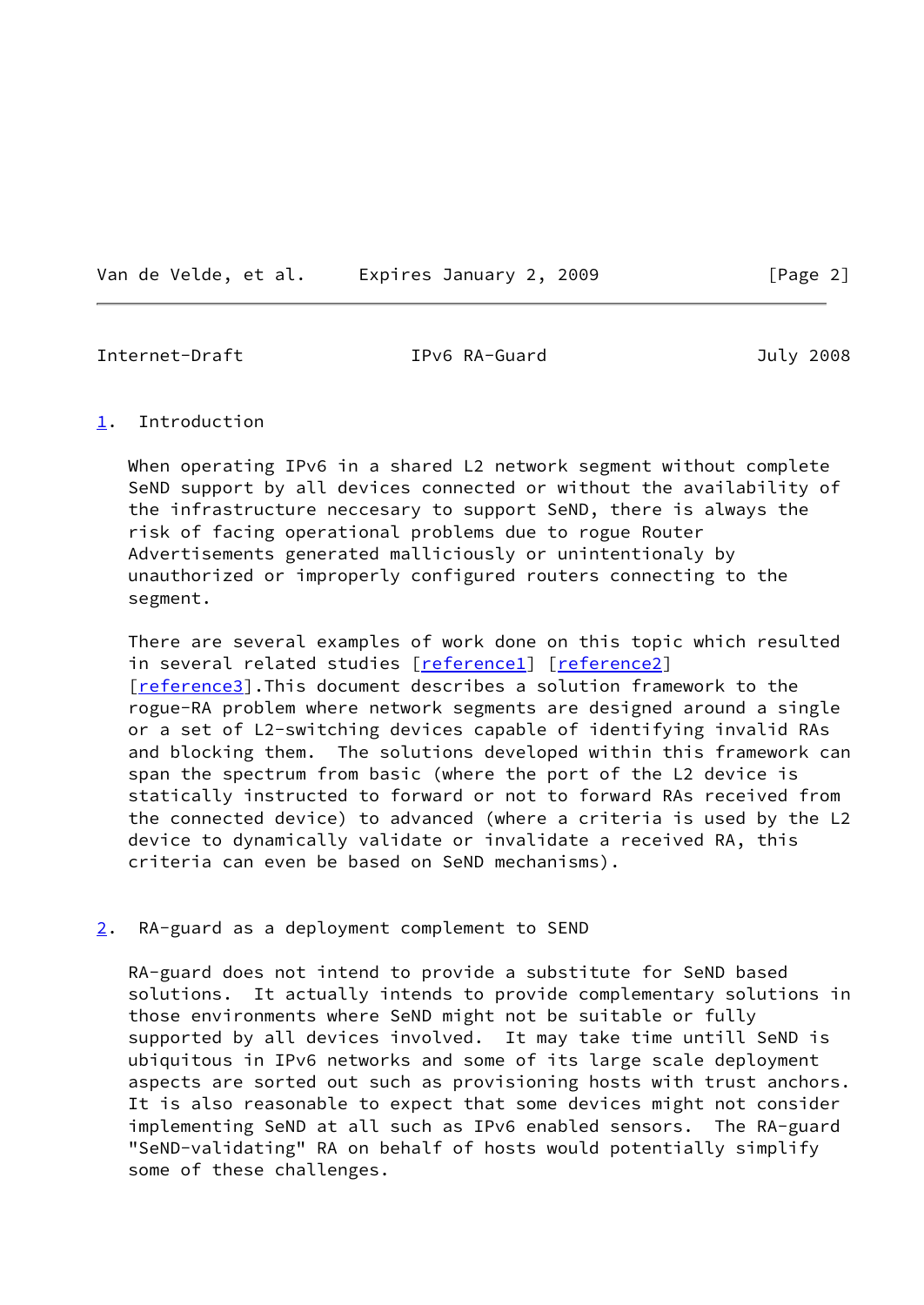## 1. Introduction

When operating IPv6 in a shared L2 network segment without complete SeND support by all devices connected or without the availability of the infrastructure neccesary to support SeND, there is always the risk of facing operational problems due to rogue Router Advertisements generated malliciously or unintentionaly by unauthorized or improperly configured routers connecting to the segment.

There are several examples of work done on this topic which resulted in several related studies [reference1] [reference2] [reference3].This document describes a solution framework to the rogue-RA problem where network segments are designed around a single or a set of L2-switching devices capable of identifying invalid RAs and blocking them. The solutions developed within this framework can span the spectrum from basic (where the port of the L2 device is statically instructed to forward or not to forward RAs received from the connected device) to advanced (where a criteria is used by the L2 device to dynamically validate or invalidate a received RA, this criteria can even be based on SeND mechanisms).

## 2. RA-guard as a deployment complement to SEND

RA-guard does not intend to provide a substitute for SeND based solutions. It actually intends to provide complementary solutions in those environments where SeND might not be suitable or fully supported by all devices involved. It may take time untill SeND is ubiquitous in IPv6 networks and some of its large scale deployment aspects are sorted out such as provisioning hosts with trust anchors. It is also reasonable to expect that some devices might not consider implementing SeND at all such as IPv6 enabled sensors. The RA-guard "SeND-validating" RA on behalf of hosts would potentially simplify some of these challenges.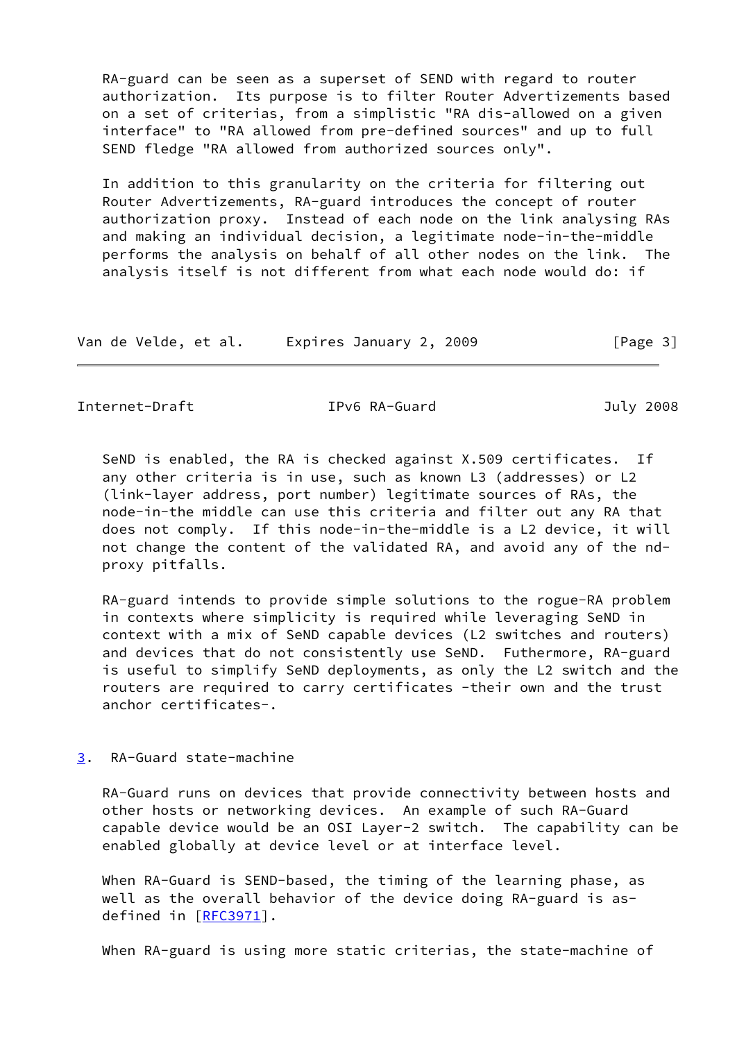RA-guard can be seen as a superset of SEND with regard to router authorization. Its purpose is to filter Router Advertizements based on a set of criterias, from a simplistic "RA dis-allowed on a given interface" to "RA allowed from pre-defined sources" and up to full SEND fledge "RA allowed from authorized sources only".

In addition to this granularity on the criteria for filtering out Router Advertizements, RA-guard introduces the concept of router authorization proxy. Instead of each node on the link analysing RAs and making an individual decision, a legitimate node-in-the-middle performs the analysis on behalf of all other nodes on the link. The analysis itself is not different from what each node would do: if SeND is enabled, the RA is checked against X.509 certificates. If any other criteria is in use, such as known L3 (addresses) or L2 (link-layer address, port number) legitimate sources of RAs, the node-in-the middle can use this criteria and filter out any RA that does not comply. If this node-in-the-middle is a L2 device, it will not change the content of the validated RA, and avoid any of the nd-proxy pitfalls.

RA-guard intends to provide simple solutions to the rogue-RA problem in contexts where simplicity is required while leveraging SeND in context with a mix of SeND capable devices (L2 switches and routers) and devices that do not consistently use SeND. Futhermore, RA-guard is useful to simplify SeND deployments, as only the L2 switch and the routers are required to carry certificates -their own and the trust anchor certificates-.

## 3. RA-Guard state-machine

RA-Guard runs on devices that provide connectivity between hosts and other hosts or networking devices. An example of such RA-Guard capable device would be an OSI Layer-2 switch. The capability can be enabled globally at device level or at interface level.

When RA-Guard is SEND-based, the timing of the learning phase, as well as the overall behavior of the device doing RA-guard is as-defined in [RFC3971].

When RA-guard is using more static criterias, the state-machine of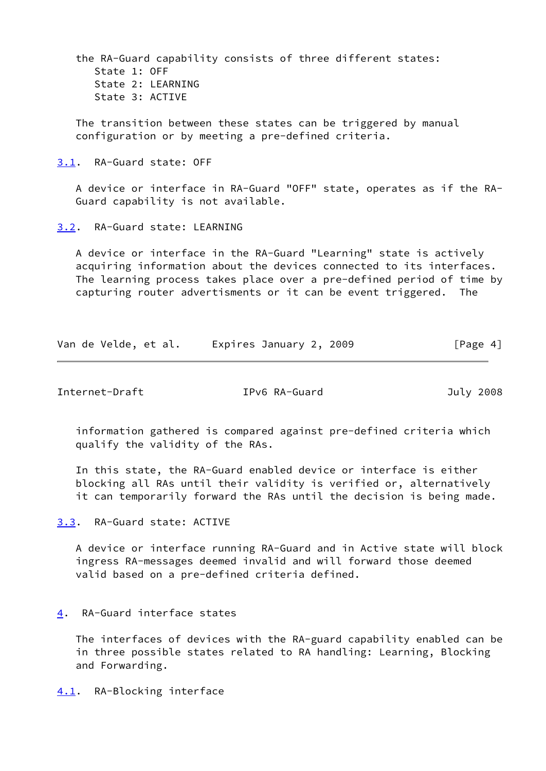the RA-Guard capability consists of three different states:

- State 1: OFF
- State 2: LEARNING
- State 3: ACTIVE

The transition between these states can be triggered by manual configuration or by meeting a pre-defined criteria.

### 3.1. RA-Guard state: OFF

A device or interface in RA-Guard "OFF" state, operates as if the RA-Guard capability is not available.

### 3.2. RA-Guard state: LEARNING

A device or interface in the RA-Guard "Learning" state is actively acquiring information about the devices connected to its interfaces. The learning process takes place over a pre-defined period of time by capturing router advertisments or it can be event triggered. The information gathered is compared against pre-defined criteria which qualify the validity of the RAs.

In this state, the RA-Guard enabled device or interface is either blocking all RAs until their validity is verified or, alternatively it can temporarily forward the RAs until the decision is being made.

### 3.3. RA-Guard state: ACTIVE

A device or interface running RA-Guard and in Active state will block ingress RA-messages deemed invalid and will forward those deemed valid based on a pre-defined criteria defined.

## 4. RA-Guard interface states

The interfaces of devices with the RA-guard capability enabled can be in three possible states related to RA handling: Learning, Blocking and Forwarding.

### 4.1. RA-Blocking interface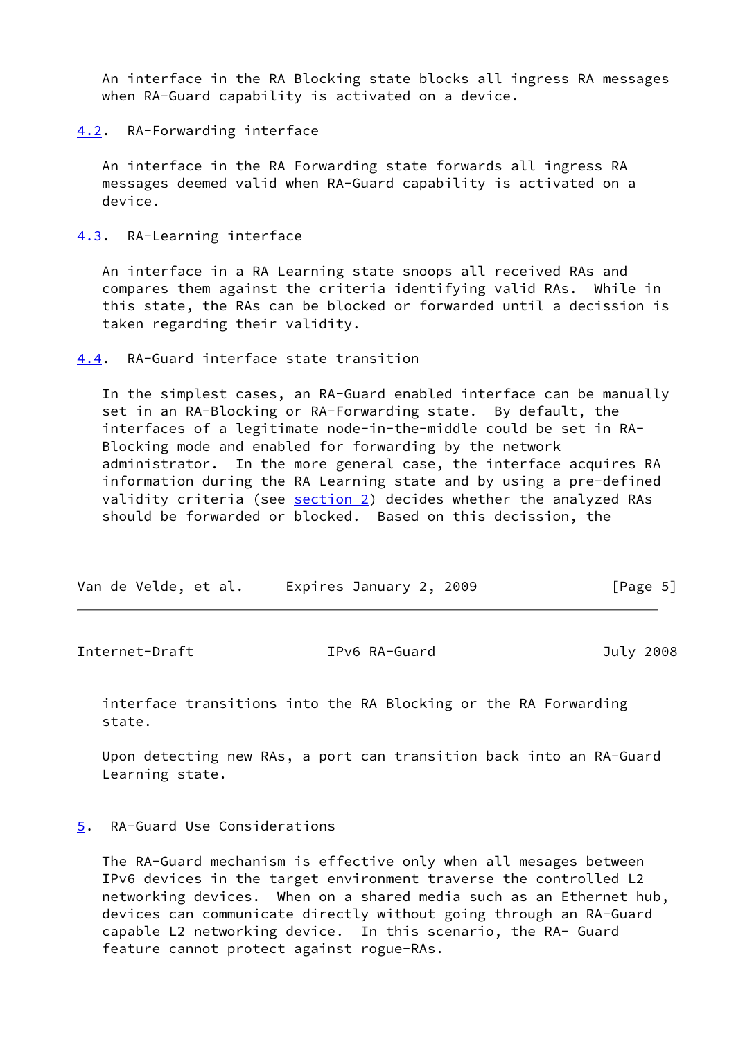An interface in the RA Blocking state blocks all ingress RA messages when RA-Guard capability is activated on a device.

### 4.2. RA-Forwarding interface

An interface in the RA Forwarding state forwards all ingress RA messages deemed valid when RA-Guard capability is activated on a device.

### 4.3. RA-Learning interface

An interface in a RA Learning state snoops all received RAs and compares them against the criteria identifying valid RAs. While in this state, the RAs can be blocked or forwarded until a decission is taken regarding their validity.

### 4.4. RA-Guard interface state transition

In the simplest cases, an RA-Guard enabled interface can be manually set in an RA-Blocking or RA-Forwarding state. By default, the interfaces of a legitimate node-in-the-middle could be set in RA-Blocking mode and enabled for forwarding by the network administrator. In the more general case, the interface acquires RA information during the RA Learning state and by using a pre-defined validity criteria (see section 2) decides whether the analyzed RAs should be forwarded or blocked. Based on this decission, the interface transitions into the RA Blocking or the RA Forwarding state.

Upon detecting new RAs, a port can transition back into an RA-Guard Learning state.

## 5. RA-Guard Use Considerations

The RA-Guard mechanism is effective only when all mesages between IPv6 devices in the target environment traverse the controlled L2 networking devices. When on a shared media such as an Ethernet hub, devices can communicate directly without going through an RA-Guard capable L2 networking device. In this scenario, the RA- Guard feature cannot protect against rogue-RAs.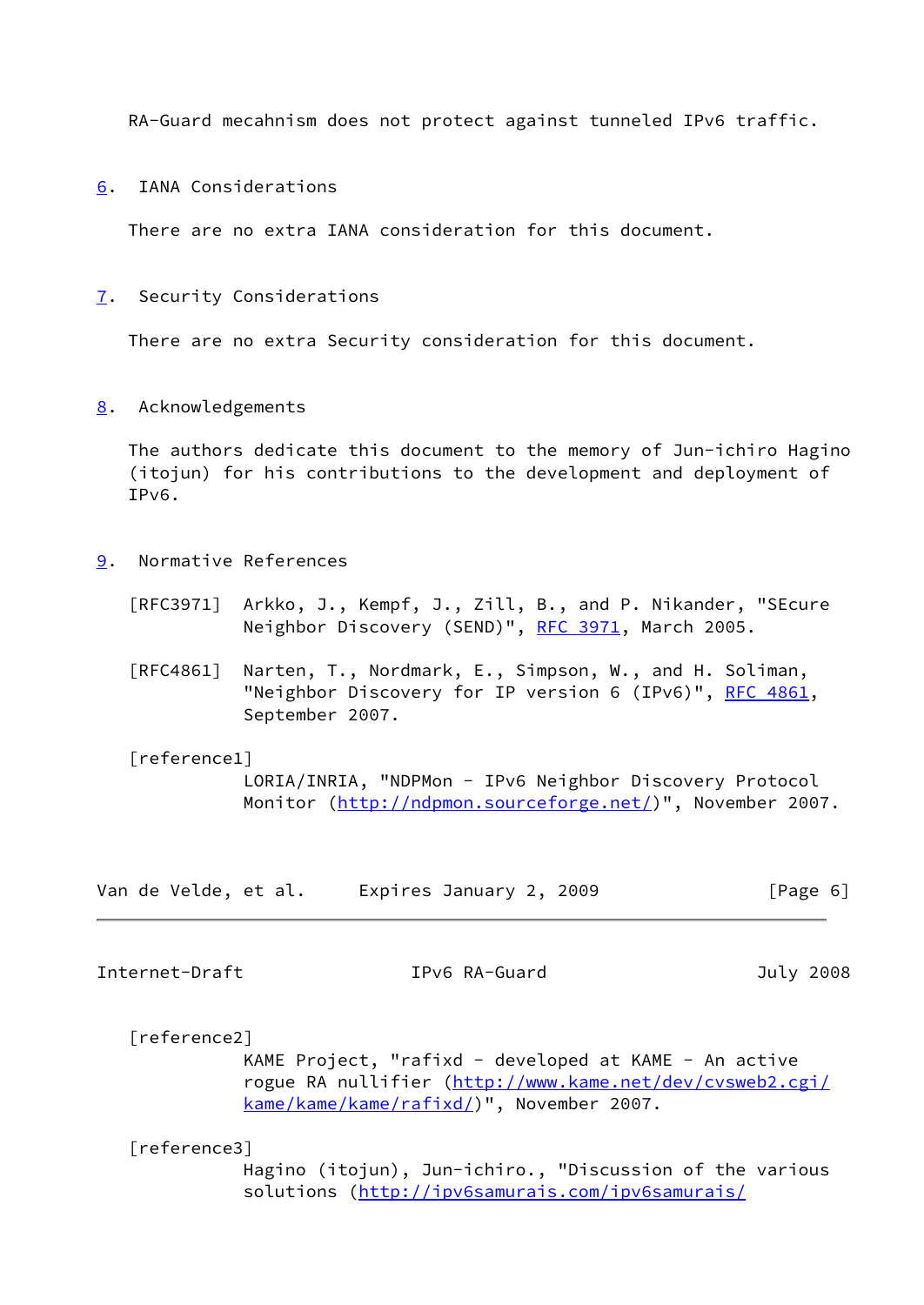RA-Guard mecahnism does not protect against tunneled IPv6 traffic.

## 6. IANA Considerations

There are no extra IANA consideration for this document.

## 7. Security Considerations

There are no extra Security consideration for this document.

## 8. Acknowledgements

The authors dedicate this document to the memory of Jun-ichiro Hagino (itojun) for his contributions to the development and deployment of IPv6.

## 9. Normative References

[RFC3971] Arkko, J., Kempf, J., Zill, B., and P. Nikander, "SEcure Neighbor Discovery (SEND)", RFC 3971, March 2005.

[RFC4861] Narten, T., Nordmark, E., Simpson, W., and H. Soliman, "Neighbor Discovery for IP version 6 (IPv6)", RFC 4861, September 2007.

[reference1] LORIA/INRIA, "NDPMon - IPv6 Neighbor Discovery Protocol Monitor (http://ndpmon.sourceforge.net/)", November 2007.

[reference2] KAME Project, "rafixd - developed at KAME - An active rogue RA nullifier (http://www.kame.net/dev/cvsweb2.cgi/kame/kame/kame/rafixd/)", November 2007.

[reference3] Hagino (itojun), Jun-ichiro., "Discussion of the various solutions (http://ipv6samurais.com/ipv6samurais/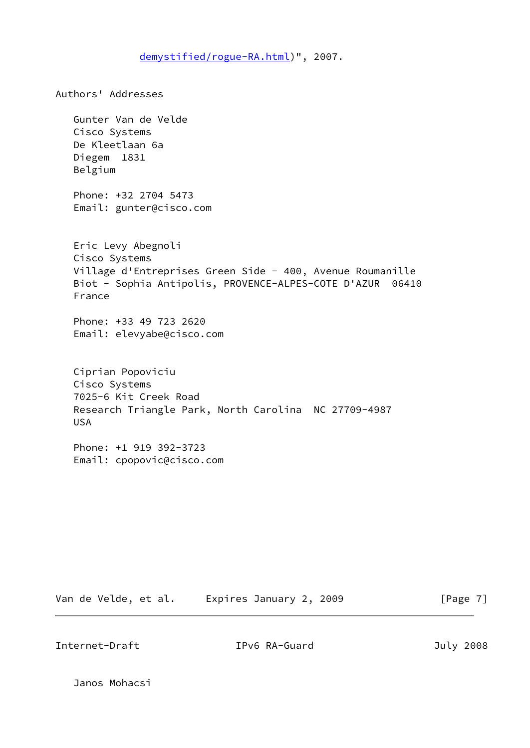demystified/rogue-RA.html)", 2007.

## Authors' Addresses

Gunter Van de Velde
Cisco Systems
De Kleetlaan 6a
Diegem  1831
Belgium

Phone: +32 2704 5473
Email: gunter@cisco.com

Eric Levy Abegnoli
Cisco Systems
Village d'Entreprises Green Side - 400, Avenue Roumanille
Biot - Sophia Antipolis, PROVENCE-ALPES-COTE D'AZUR  06410
France

Phone: +33 49 723 2620
Email: elevyabe@cisco.com

Ciprian Popoviciu
Cisco Systems
7025-6 Kit Creek Road
Research Triangle Park, North Carolina  NC 27709-4987
USA

Phone: +1 919 392-3723
Email: cpopovic@cisco.com

Janos Mohacsi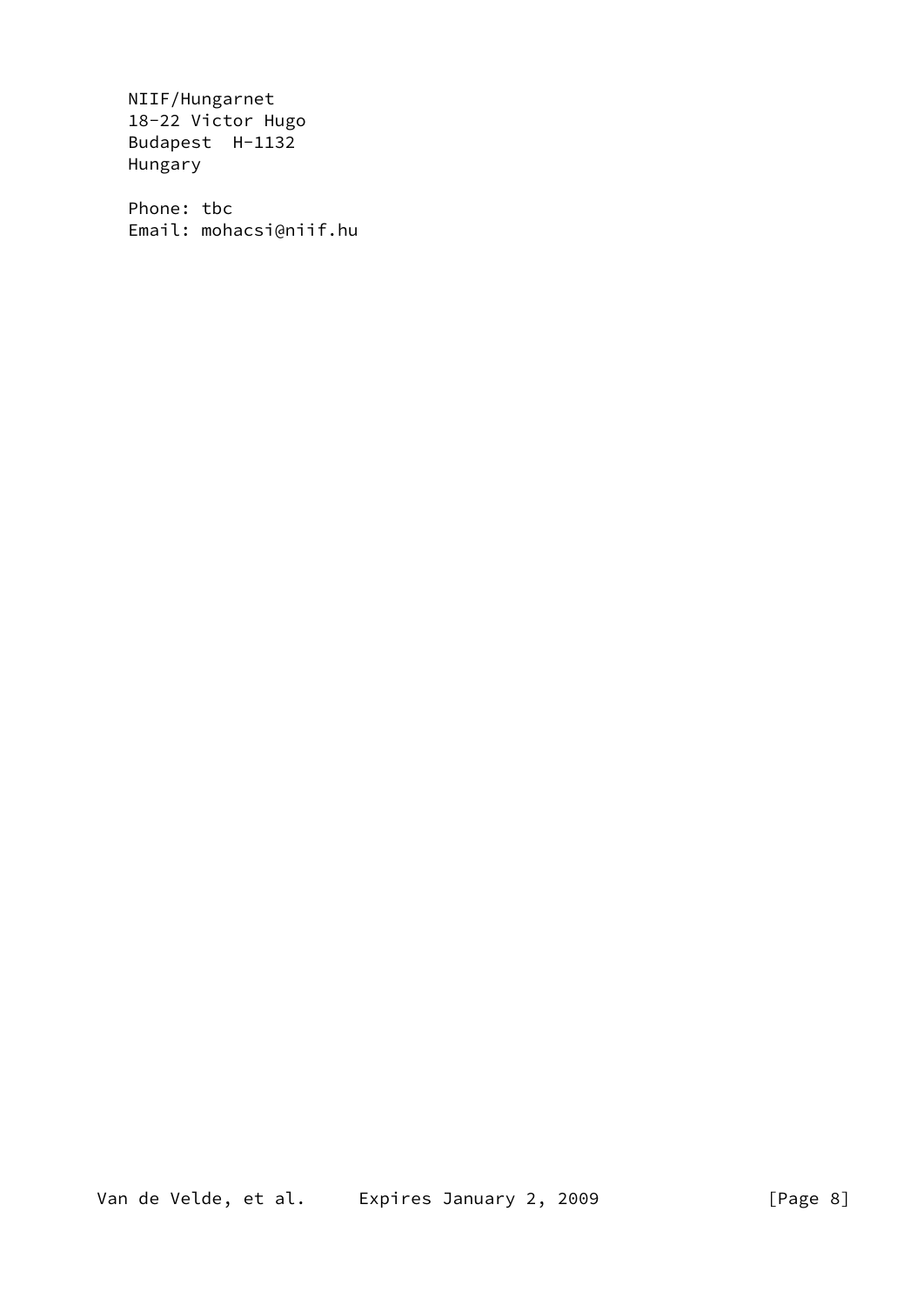NIIF/Hungarnet
18-22 Victor Hugo
Budapest  H-1132
Hungary

Phone: tbc
Email: mohacsi@niif.hu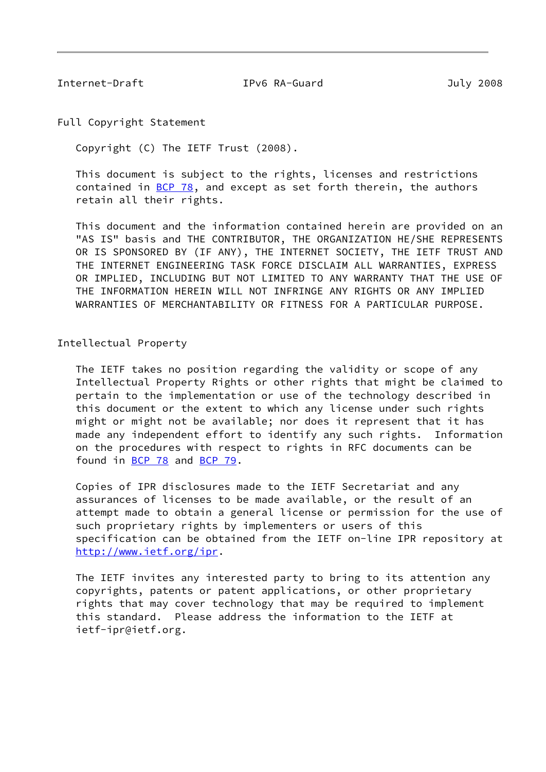## Full Copyright Statement

Copyright (C) The IETF Trust (2008).

This document is subject to the rights, licenses and restrictions contained in BCP 78, and except as set forth therein, the authors retain all their rights.

This document and the information contained herein are provided on an "AS IS" basis and THE CONTRIBUTOR, THE ORGANIZATION HE/SHE REPRESENTS OR IS SPONSORED BY (IF ANY), THE INTERNET SOCIETY, THE IETF TRUST AND THE INTERNET ENGINEERING TASK FORCE DISCLAIM ALL WARRANTIES, EXPRESS OR IMPLIED, INCLUDING BUT NOT LIMITED TO ANY WARRANTY THAT THE USE OF THE INFORMATION HEREIN WILL NOT INFRINGE ANY RIGHTS OR ANY IMPLIED WARRANTIES OF MERCHANTABILITY OR FITNESS FOR A PARTICULAR PURPOSE.

## Intellectual Property

The IETF takes no position regarding the validity or scope of any Intellectual Property Rights or other rights that might be claimed to pertain to the implementation or use of the technology described in this document or the extent to which any license under such rights might or might not be available; nor does it represent that it has made any independent effort to identify any such rights. Information on the procedures with respect to rights in RFC documents can be found in BCP 78 and BCP 79.

Copies of IPR disclosures made to the IETF Secretariat and any assurances of licenses to be made available, or the result of an attempt made to obtain a general license or permission for the use of such proprietary rights by implementers or users of this specification can be obtained from the IETF on-line IPR repository at http://www.ietf.org/ipr.

The IETF invites any interested party to bring to its attention any copyrights, patents or patent applications, or other proprietary rights that may cover technology that may be required to implement this standard. Please address the information to the IETF at ietf-ipr@ietf.org.